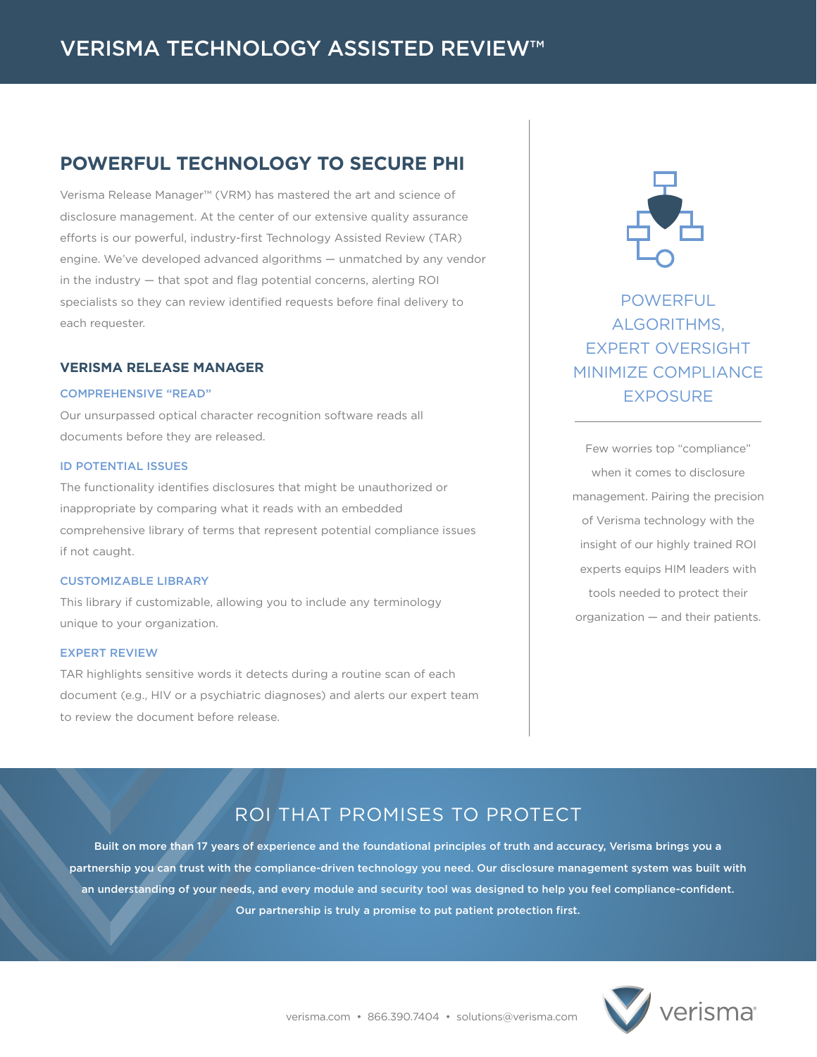# VERISMA TECHNOLOGY ASSISTED REVIEW™

## POWERFUL TECHNOLOGY TO SECURE PHI

Verisma Release Manager™ (VRM) has mastered the art and science of disclosure management. At the center of our extensive quality assurance efforts is our powerful, industry-first Technology Assisted Review (TAR) engine. We've developed advanced algorithms — unmatched by any vendor in the industry — that spot and flag potential concerns, alerting ROI specialists so they can review identified requests before final delivery to each requester.

### VERISMA RELEASE MANAGER

#### COMPREHENSIVE "READ"

Our unsurpassed optical character recognition software reads all documents before they are released.

#### ID POTENTIAL ISSUES

The functionality identifies disclosures that might be unauthorized or inappropriate by comparing what it reads with an embedded comprehensive library of terms that represent potential compliance issues if not caught.

#### CUSTOMIZABLE LIBRARY

This library if customizable, allowing you to include any terminology unique to your organization.

#### EXPERT REVIEW

TAR highlights sensitive words it detects during a routine scan of each document (e.g., HIV or a psychiatric diagnoses) and alerts our expert team to review the document before release.

## POWERFUL ALGORITHMS, EXPERT OVERSIGHT MINIMIZE COMPLIANCE EXPOSURE

Few worries top "compliance" when it comes to disclosure management. Pairing the precision of Verisma technology with the insight of our highly trained ROI experts equips HIM leaders with tools needed to protect their organization — and their patients.

## ROI THAT PROMISES TO PROTECT

**Built on more than 17 years of experience and the foundational principles of truth and accuracy, Verisma brings you a partnership you can trust with the compliance-driven technology you need. Our disclosure management system was built with an understanding of your needs, and every module and security tool was designed to help you feel compliance-confident. Our partnership is truly a promise to put patient protection first.**

verisma.com • 866.390.7404 • solutions@verisma.com

verisma®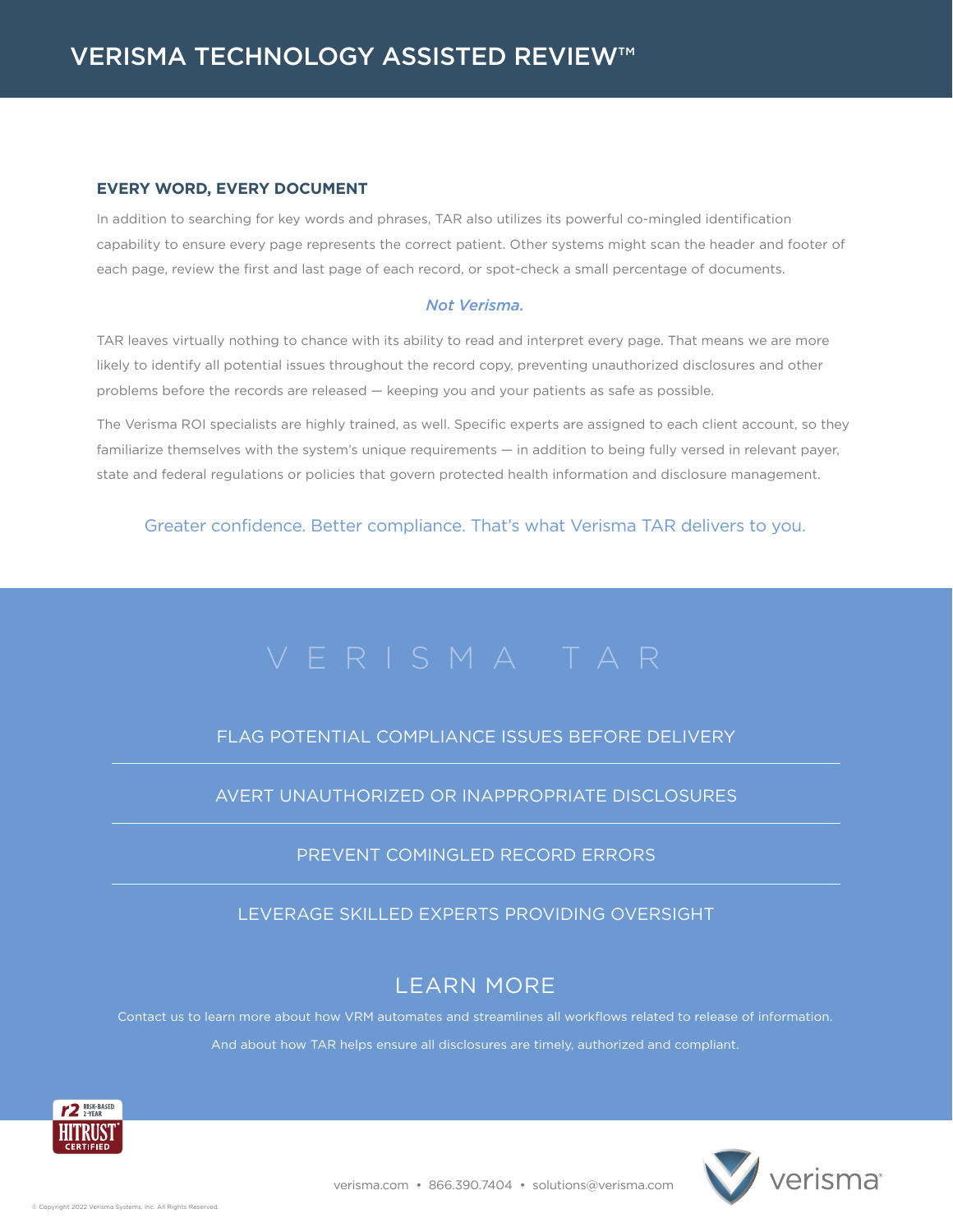# VERISMA TECHNOLOGY ASSISTED REVIEW™

### EVERY WORD, EVERY DOCUMENT

In addition to searching for key words and phrases, TAR also utilizes its powerful co-mingled identification capability to ensure every page represents the correct patient. Other systems might scan the header and footer of each page, review the first and last page of each record, or spot-check a small percentage of documents.

*Not Verisma.*

TAR leaves virtually nothing to chance with its ability to read and interpret every page. That means we are more likely to identify all potential issues throughout the record copy, preventing unauthorized disclosures and other problems before the records are released — keeping you and your patients as safe as possible.

The Verisma ROI specialists are highly trained, as well. Specific experts are assigned to each client account, so they familiarize themselves with the system's unique requirements — in addition to being fully versed in relevant payer, state and federal regulations or policies that govern protected health information and disclosure management.

Greater confidence. Better compliance. That's what Verisma TAR delivers to you.

## VERISMA TAR

FLAG POTENTIAL COMPLIANCE ISSUES BEFORE DELIVERY

AVERT UNAUTHORIZED OR INAPPROPRIATE DISCLOSURES

PREVENT COMINGLED RECORD ERRORS

LEVERAGE SKILLED EXPERTS PROVIDING OVERSIGHT

## LEARN MORE

Contact us to learn more about how VRM automates and streamlines all workflows related to release of information.

And about how TAR helps ensure all disclosures are timely, authorized and compliant.

r2 RISK-BASED 2-YEAR HITRUST CERTIFIED

verisma.com • 866.390.7404 • solutions@verisma.com

verisma

© Copyright 2022 Verisma Systems, Inc. All Rights Reserved.